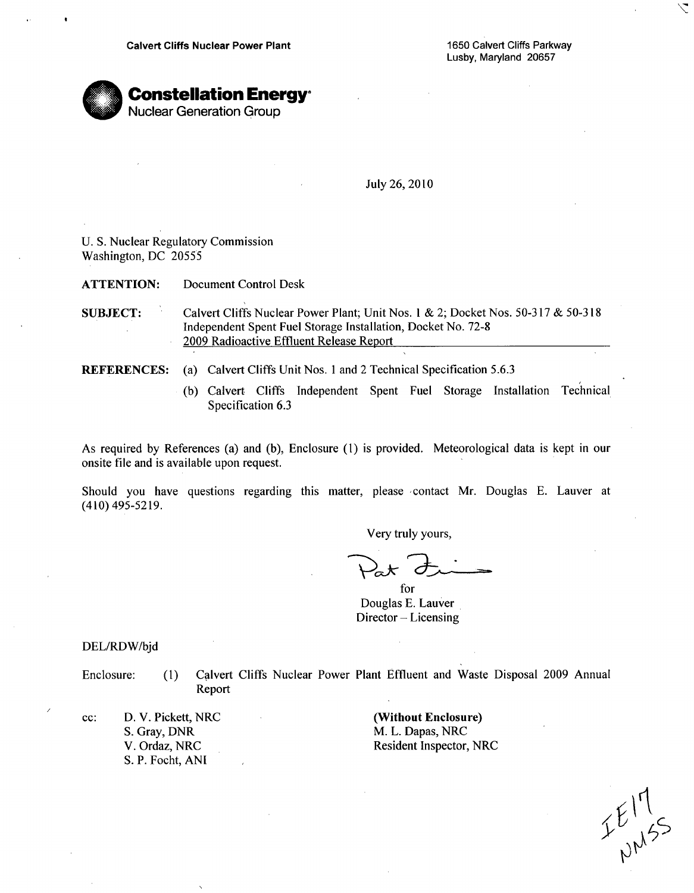Calvert Cliffs Nuclear Power Plant

1650 Calvert Cliffs Parkway
Lusby, Maryland 20657

**Constellation Energy**
Nuclear Generation Group

July 26, 2010

U. S. Nuclear Regulatory Commission
Washington, DC 20555

**ATTENTION:** Document Control Desk

**SUBJECT:** Calvert Cliffs Nuclear Power Plant; Unit Nos. 1 & 2; Docket Nos. 50-317 & 50-318
Independent Spent Fuel Storage Installation, Docket No. 72-8
2009 Radioactive Effluent Release Report

**REFERENCES:**
(a) Calvert Cliffs Unit Nos. 1 and 2 Technical Specification 5.6.3
(b) Calvert Cliffs Independent Spent Fuel Storage Installation Technical Specification 6.3

As required by References (a) and (b), Enclosure (1) is provided. Meteorological data is kept in our onsite file and is available upon request.

Should you have questions regarding this matter, please contact Mr. Douglas E. Lauver at (410) 495-5219.

Very truly yours,

Pat F

for
Douglas E. Lauver
Director – Licensing

DEL/RDW/bjd

Enclosure: (1) Calvert Cliffs Nuclear Power Plant Effluent and Waste Disposal 2009 Annual Report

cc: D. V. Pickett, NRC
S. Gray, DNR
V. Ordaz, NRC
S. P. Focht, ANI

**(Without Enclosure)**
M. L. Dapas, NRC
Resident Inspector, NRC

IE17
NMSS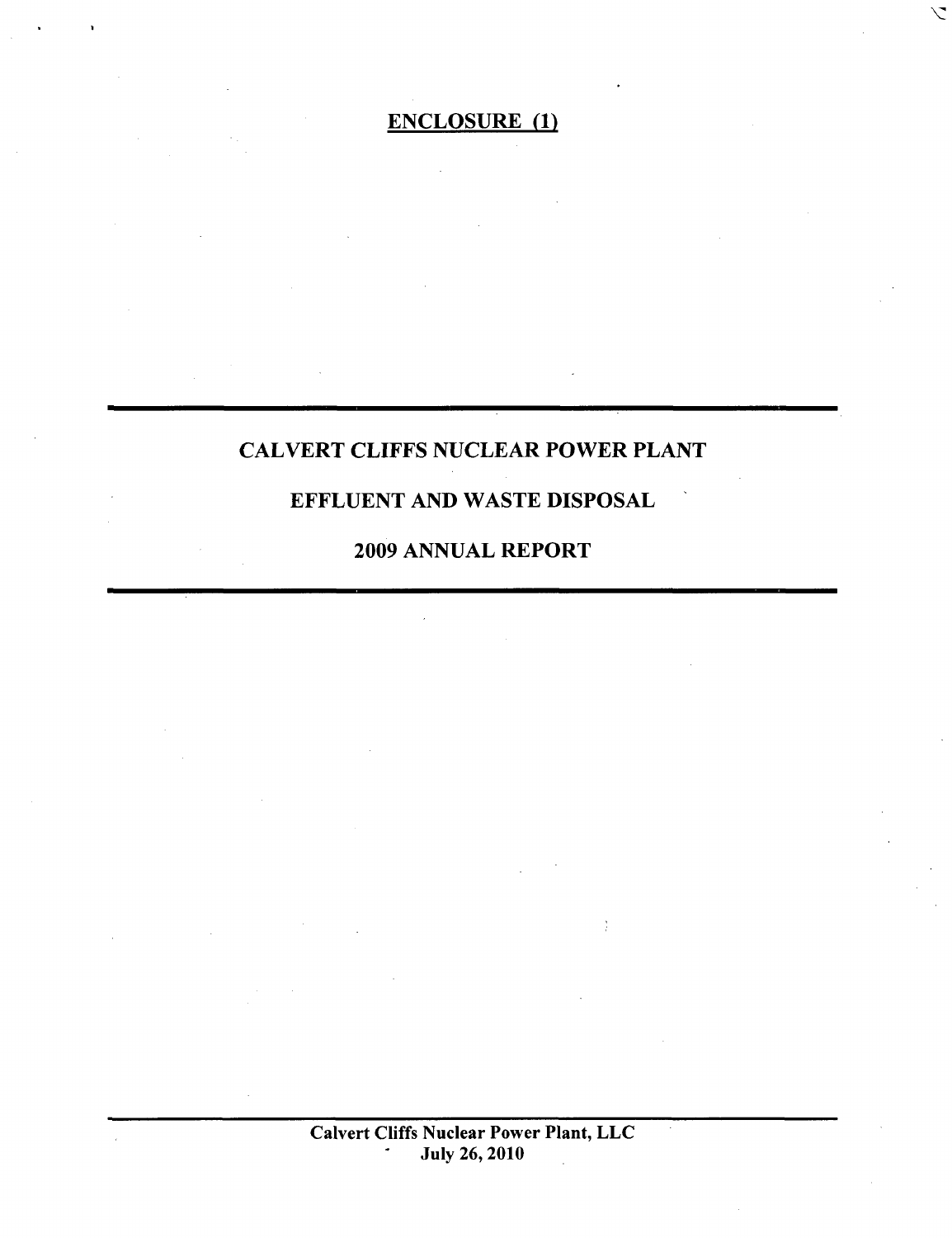# ENCLOSURE (1)

---

# CALVERT CLIFFS NUCLEAR POWER PLANT

# EFFLUENT AND WASTE DISPOSAL

# 2009 ANNUAL REPORT

---

Calvert Cliffs Nuclear Power Plant, LLC
July 26, 2010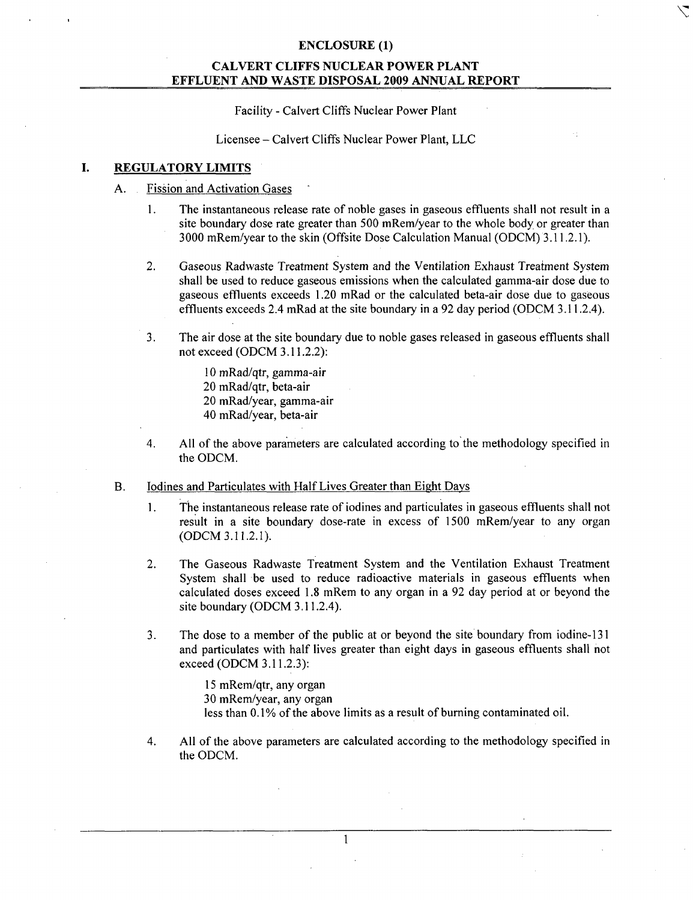**ENCLOSURE (1)**

**CALVERT CLIFFS NUCLEAR POWER PLANT**
**EFFLUENT AND WASTE DISPOSAL 2009 ANNUAL REPORT**

Facility - Calvert Cliffs Nuclear Power Plant

Licensee – Calvert Cliffs Nuclear Power Plant, LLC

## I. REGULATORY LIMITS

### A. Fission and Activation Gases

1. The instantaneous release rate of noble gases in gaseous effluents shall not result in a site boundary dose rate greater than 500 mRem/year to the whole body or greater than 3000 mRem/year to the skin (Offsite Dose Calculation Manual (ODCM) 3.11.2.1).

2. Gaseous Radwaste Treatment System and the Ventilation Exhaust Treatment System shall be used to reduce gaseous emissions when the calculated gamma-air dose due to gaseous effluents exceeds 1.20 mRad or the calculated beta-air dose due to gaseous effluents exceeds 2.4 mRad at the site boundary in a 92 day period (ODCM 3.11.2.4).

3. The air dose at the site boundary due to noble gases released in gaseous effluents shall not exceed (ODCM 3.11.2.2):

   10 mRad/qtr, gamma-air
   20 mRad/qtr, beta-air
   20 mRad/year, gamma-air
   40 mRad/year, beta-air

4. All of the above parameters are calculated according to the methodology specified in the ODCM.

### B. Iodines and Particulates with Half Lives Greater than Eight Days

1. The instantaneous release rate of iodines and particulates in gaseous effluents shall not result in a site boundary dose-rate in excess of 1500 mRem/year to any organ (ODCM 3.11.2.1).

2. The Gaseous Radwaste Treatment System and the Ventilation Exhaust Treatment System shall be used to reduce radioactive materials in gaseous effluents when calculated doses exceed 1.8 mRem to any organ in a 92 day period at or beyond the site boundary (ODCM 3.11.2.4).

3. The dose to a member of the public at or beyond the site boundary from iodine-131 and particulates with half lives greater than eight days in gaseous effluents shall not exceed (ODCM 3.11.2.3):

   15 mRem/qtr, any organ
   30 mRem/year, any organ
   less than 0.1% of the above limits as a result of burning contaminated oil.

4. All of the above parameters are calculated according to the methodology specified in the ODCM.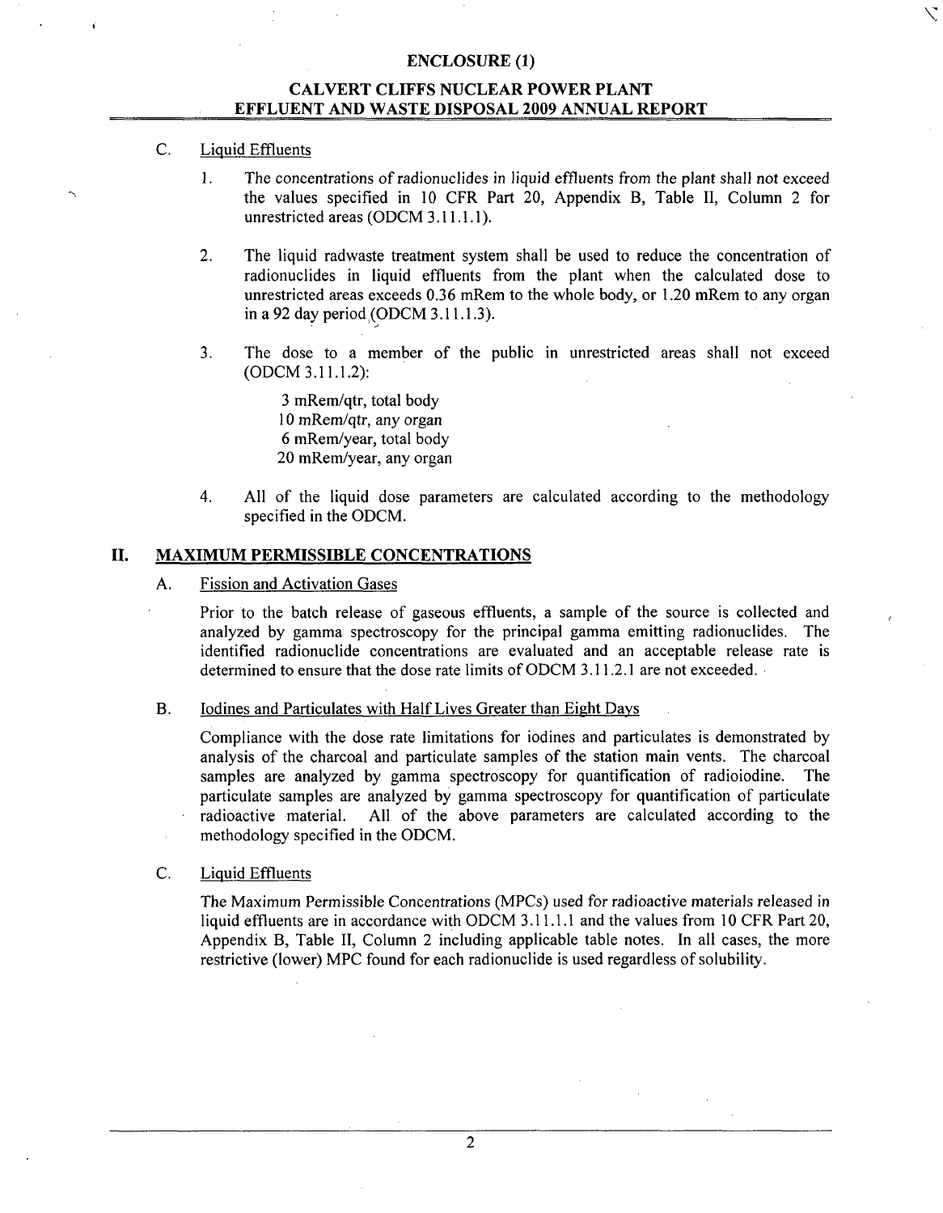**ENCLOSURE (1)**

**CALVERT CLIFFS NUCLEAR POWER PLANT**
**EFFLUENT AND WASTE DISPOSAL 2009 ANNUAL REPORT**

C. Liquid Effluents

1. The concentrations of radionuclides in liquid effluents from the plant shall not exceed the values specified in 10 CFR Part 20, Appendix B, Table II, Column 2 for unrestricted areas (ODCM 3.11.1.1).

2. The liquid radwaste treatment system shall be used to reduce the concentration of radionuclides in liquid effluents from the plant when the calculated dose to unrestricted areas exceeds 0.36 mRem to the whole body, or 1.20 mRem to any organ in a 92 day period (ODCM 3.11.1.3).

3. The dose to a member of the public in unrestricted areas shall not exceed (ODCM 3.11.1.2):

   3 mRem/qtr, total body
   10 mRem/qtr, any organ
   6 mRem/year, total body
   20 mRem/year, any organ

4. All of the liquid dose parameters are calculated according to the methodology specified in the ODCM.

## II. MAXIMUM PERMISSIBLE CONCENTRATIONS

A. Fission and Activation Gases

Prior to the batch release of gaseous effluents, a sample of the source is collected and analyzed by gamma spectroscopy for the principal gamma emitting radionuclides. The identified radionuclide concentrations are evaluated and an acceptable release rate is determined to ensure that the dose rate limits of ODCM 3.11.2.1 are not exceeded.

B. Iodines and Particulates with Half Lives Greater than Eight Days

Compliance with the dose rate limitations for iodines and particulates is demonstrated by analysis of the charcoal and particulate samples of the station main vents. The charcoal samples are analyzed by gamma spectroscopy for quantification of radioiodine. The particulate samples are analyzed by gamma spectroscopy for quantification of particulate radioactive material. All of the above parameters are calculated according to the methodology specified in the ODCM.

C. Liquid Effluents

The Maximum Permissible Concentrations (MPCs) used for radioactive materials released in liquid effluents are in accordance with ODCM 3.11.1.1 and the values from 10 CFR Part 20, Appendix B, Table II, Column 2 including applicable table notes. In all cases, the more restrictive (lower) MPC found for each radionuclide is used regardless of solubility.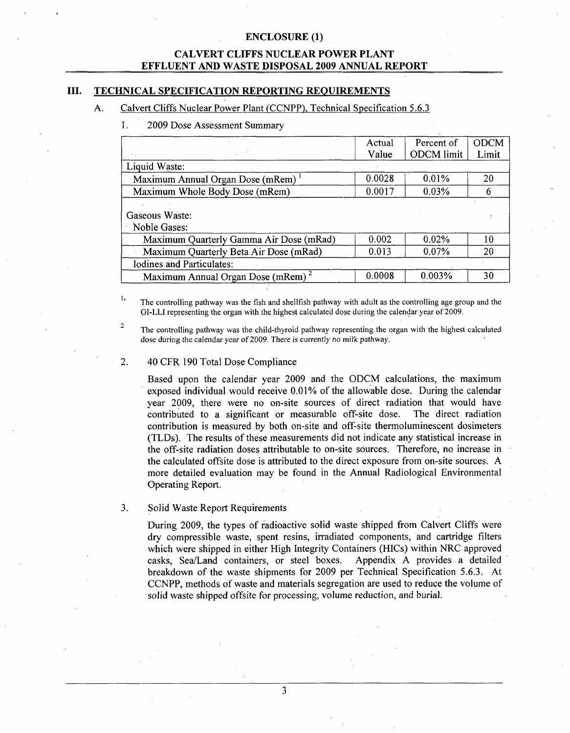**ENCLOSURE (1)**

**CALVERT CLIFFS NUCLEAR POWER PLANT**
**EFFLUENT AND WASTE DISPOSAL 2009 ANNUAL REPORT**

## III. TECHNICAL SPECIFICATION REPORTING REQUIREMENTS

### A. Calvert Cliffs Nuclear Power Plant (CCNPP), Technical Specification 5.6.3

1. 2009 Dose Assessment Summary

| | Actual Value | Percent of ODCM limit | ODCM Limit |
|---|---|---|---|
| Liquid Waste: | | | |
| Maximum Annual Organ Dose (mRem) [1] | 0.0028 | 0.01% | 20 |
| Maximum Whole Body Dose (mRem) | 0.0017 | 0.03% | 6 |
| Gaseous Waste: | | | |
| Noble Gases: | | | |
| Maximum Quarterly Gamma Air Dose (mRad) | 0.002 | 0.02% | 10 |
| Maximum Quarterly Beta Air Dose (mRad) | 0.013 | 0.07% | 20 |
| Iodines and Particulates: | | | |
| Maximum Annual Organ Dose (mRem) [2] | 0.0008 | 0.003% | 30 |

1. The controlling pathway was the fish and shellfish pathway with adult as the controlling age group and the GI-LLI representing the organ with the highest calculated dose during the calendar year of 2009.

2. The controlling pathway was the child-thyroid pathway representing the organ with the highest calculated dose during the calendar year of 2009. There is currently no milk pathway.

2. 40 CFR 190 Total Dose Compliance

Based upon the calendar year 2009 and the ODCM calculations, the maximum exposed individual would receive 0.01% of the allowable dose. During the calendar year 2009, there were no on-site sources of direct radiation that would have contributed to a significant or measurable off-site dose. The direct radiation contribution is measured by both on-site and off-site thermoluminescent dosimeters (TLDs). The results of these measurements did not indicate any statistical increase in the off-site radiation doses attributable to on-site sources. Therefore, no increase in the calculated offsite dose is attributed to the direct exposure from on-site sources. A more detailed evaluation may be found in the Annual Radiological Environmental Operating Report.

3. Solid Waste Report Requirements

During 2009, the types of radioactive solid waste shipped from Calvert Cliffs were dry compressible waste, spent resins, irradiated components, and cartridge filters which were shipped in either High Integrity Containers (HICs) within NRC approved casks, Sea/Land containers, or steel boxes. Appendix A provides a detailed breakdown of the waste shipments for 2009 per Technical Specification 5.6.3. At CCNPP, methods of waste and materials segregation are used to reduce the volume of solid waste shipped offsite for processing, volume reduction, and burial.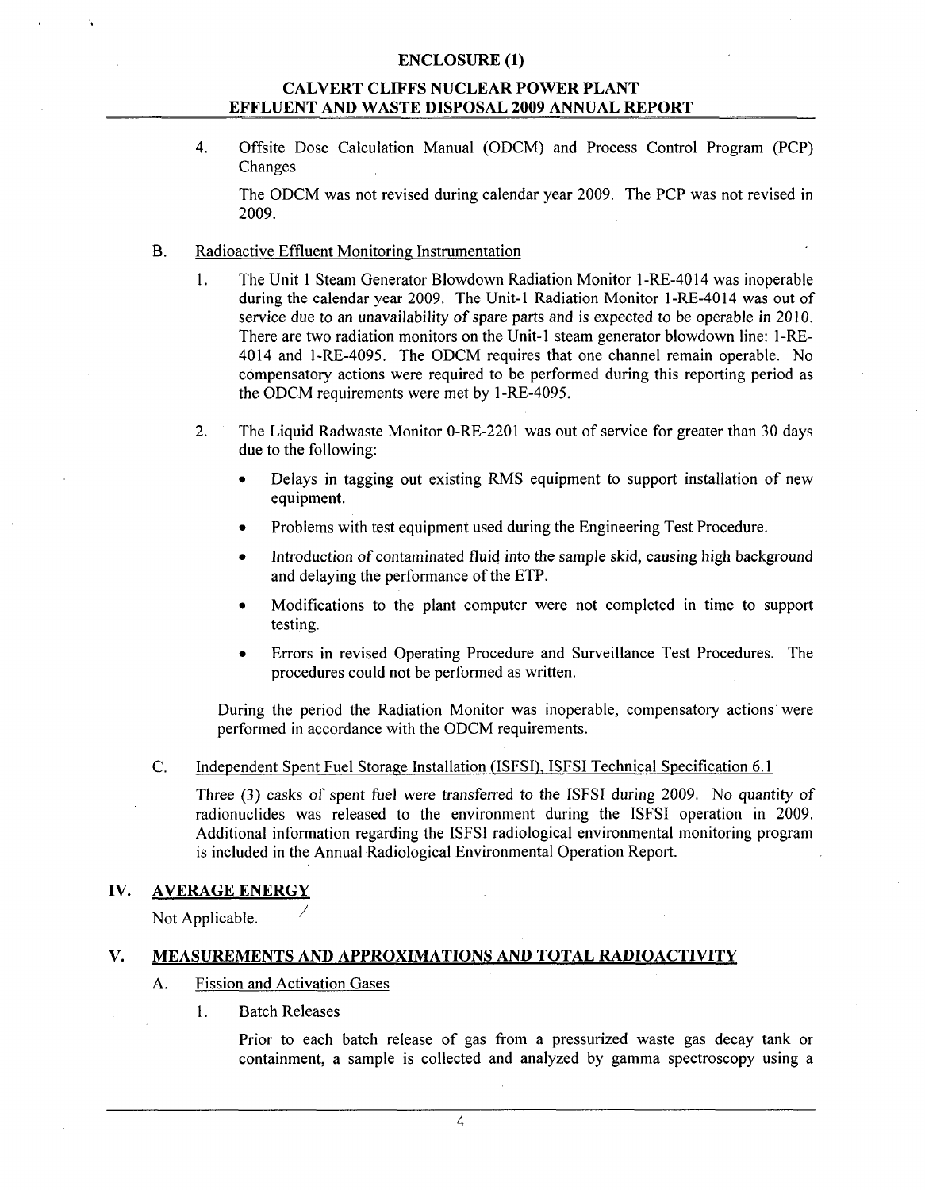4. Offsite Dose Calculation Manual (ODCM) and Process Control Program (PCP) Changes

   The ODCM was not revised during calendar year 2009. The PCP was not revised in 2009.

B. Radioactive Effluent Monitoring Instrumentation

   1. The Unit 1 Steam Generator Blowdown Radiation Monitor 1-RE-4014 was inoperable during the calendar year 2009. The Unit-1 Radiation Monitor 1-RE-4014 was out of service due to an unavailability of spare parts and is expected to be operable in 2010. There are two radiation monitors on the Unit-1 steam generator blowdown line: 1-RE-4014 and 1-RE-4095. The ODCM requires that one channel remain operable. No compensatory actions were required to be performed during this reporting period as the ODCM requirements were met by 1-RE-4095.

   2. The Liquid Radwaste Monitor 0-RE-2201 was out of service for greater than 30 days due to the following:

      - Delays in tagging out existing RMS equipment to support installation of new equipment.
      - Problems with test equipment used during the Engineering Test Procedure.
      - Introduction of contaminated fluid into the sample skid, causing high background and delaying the performance of the ETP.
      - Modifications to the plant computer were not completed in time to support testing.
      - Errors in revised Operating Procedure and Surveillance Test Procedures. The procedures could not be performed as written.

   During the period the Radiation Monitor was inoperable, compensatory actions were performed in accordance with the ODCM requirements.

C. Independent Spent Fuel Storage Installation (ISFSI), ISFSI Technical Specification 6.1

   Three (3) casks of spent fuel were transferred to the ISFSI during 2009. No quantity of radionuclides was released to the environment during the ISFSI operation in 2009. Additional information regarding the ISFSI radiological environmental monitoring program is included in the Annual Radiological Environmental Operation Report.

## IV. AVERAGE ENERGY

Not Applicable.

## V. MEASUREMENTS AND APPROXIMATIONS AND TOTAL RADIOACTIVITY

A. Fission and Activation Gases

   1. Batch Releases

      Prior to each batch release of gas from a pressurized waste gas decay tank or containment, a sample is collected and analyzed by gamma spectroscopy using a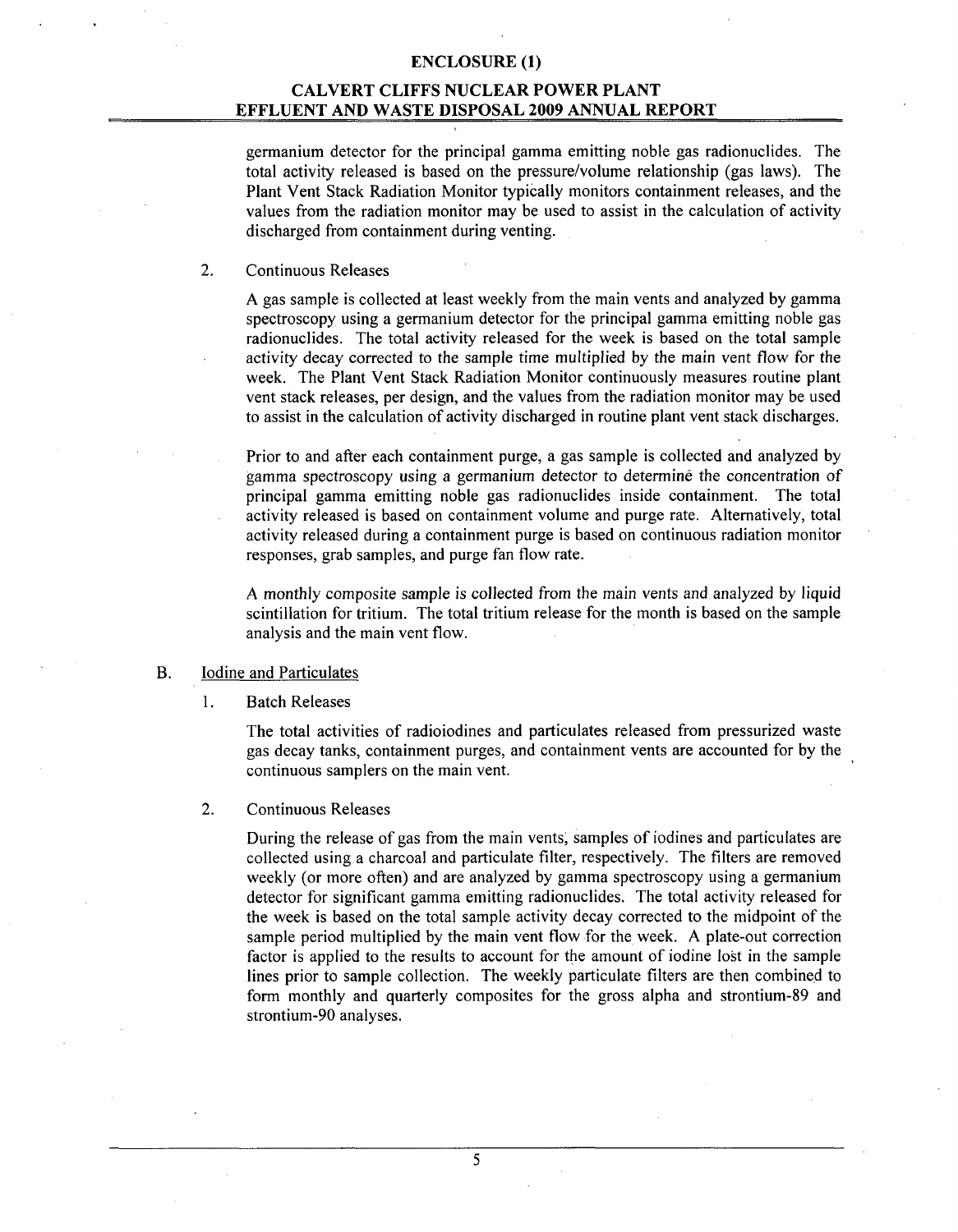germanium detector for the principal gamma emitting noble gas radionuclides. The total activity released is based on the pressure/volume relationship (gas laws). The Plant Vent Stack Radiation Monitor typically monitors containment releases, and the values from the radiation monitor may be used to assist in the calculation of activity discharged from containment during venting.

2. Continuous Releases

A gas sample is collected at least weekly from the main vents and analyzed by gamma spectroscopy using a germanium detector for the principal gamma emitting noble gas radionuclides. The total activity released for the week is based on the total sample activity decay corrected to the sample time multiplied by the main vent flow for the week. The Plant Vent Stack Radiation Monitor continuously measures routine plant vent stack releases, per design, and the values from the radiation monitor may be used to assist in the calculation of activity discharged in routine plant vent stack discharges.

Prior to and after each containment purge, a gas sample is collected and analyzed by gamma spectroscopy using a germanium detector to determine the concentration of principal gamma emitting noble gas radionuclides inside containment. The total activity released is based on containment volume and purge rate. Alternatively, total activity released during a containment purge is based on continuous radiation monitor responses, grab samples, and purge fan flow rate.

A monthly composite sample is collected from the main vents and analyzed by liquid scintillation for tritium. The total tritium release for the month is based on the sample analysis and the main vent flow.

B. Iodine and Particulates

1. Batch Releases

The total activities of radioiodines and particulates released from pressurized waste gas decay tanks, containment purges, and containment vents are accounted for by the continuous samplers on the main vent.

2. Continuous Releases

During the release of gas from the main vents, samples of iodines and particulates are collected using a charcoal and particulate filter, respectively. The filters are removed weekly (or more often) and are analyzed by gamma spectroscopy using a germanium detector for significant gamma emitting radionuclides. The total activity released for the week is based on the total sample activity decay corrected to the midpoint of the sample period multiplied by the main vent flow for the week. A plate-out correction factor is applied to the results to account for the amount of iodine lost in the sample lines prior to sample collection. The weekly particulate filters are then combined to form monthly and quarterly composites for the gross alpha and strontium-89 and strontium-90 analyses.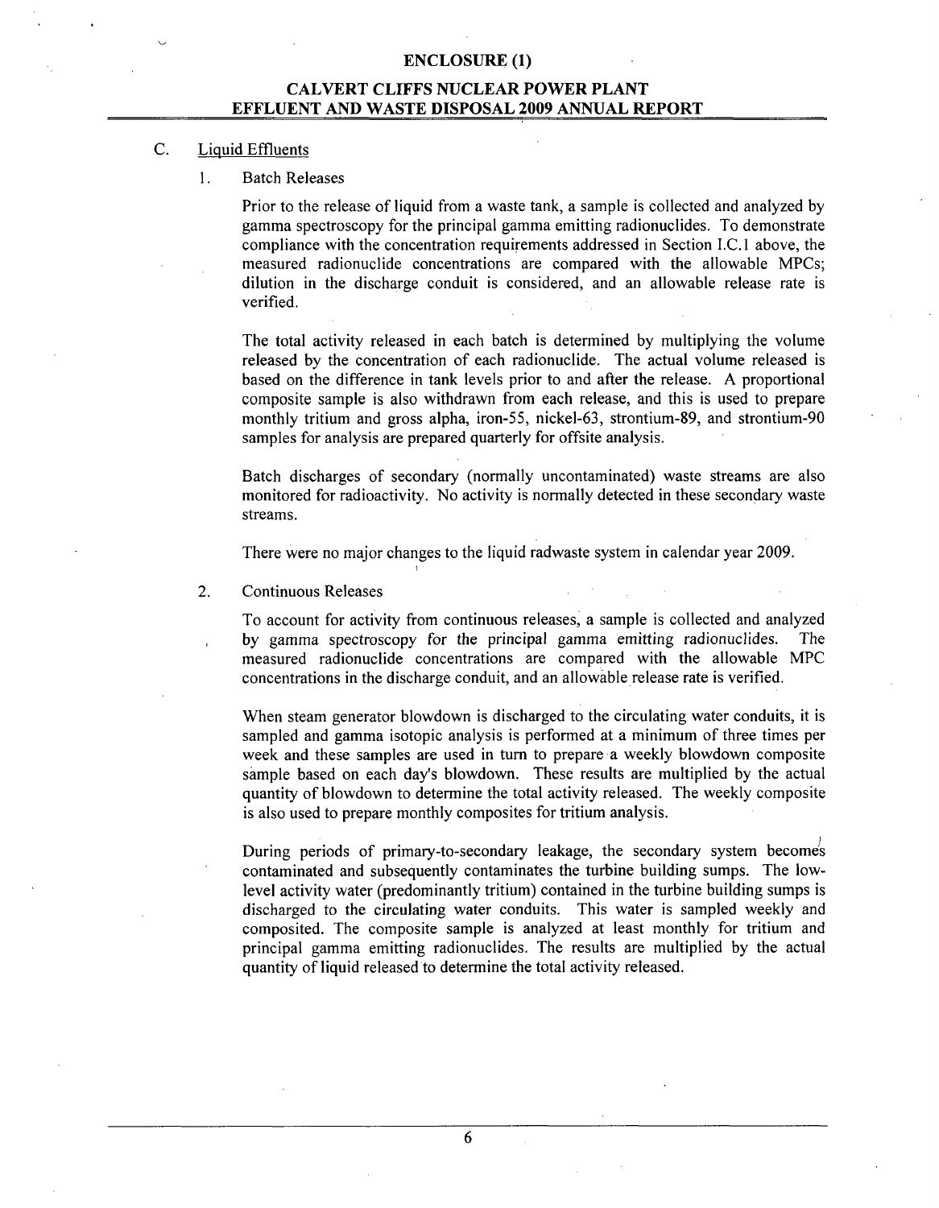### C. Liquid Effluents

#### 1. Batch Releases

Prior to the release of liquid from a waste tank, a sample is collected and analyzed by gamma spectroscopy for the principal gamma emitting radionuclides. To demonstrate compliance with the concentration requirements addressed in Section I.C.1 above, the measured radionuclide concentrations are compared with the allowable MPCs; dilution in the discharge conduit is considered, and an allowable release rate is verified.

The total activity released in each batch is determined by multiplying the volume released by the concentration of each radionuclide. The actual volume released is based on the difference in tank levels prior to and after the release. A proportional composite sample is also withdrawn from each release, and this is used to prepare monthly tritium and gross alpha, iron-55, nickel-63, strontium-89, and strontium-90 samples for analysis are prepared quarterly for offsite analysis.

Batch discharges of secondary (normally uncontaminated) waste streams are also monitored for radioactivity. No activity is normally detected in these secondary waste streams.

There were no major changes to the liquid radwaste system in calendar year 2009.

#### 2. Continuous Releases

To account for activity from continuous releases, a sample is collected and analyzed by gamma spectroscopy for the principal gamma emitting radionuclides. The measured radionuclide concentrations are compared with the allowable MPC concentrations in the discharge conduit, and an allowable release rate is verified.

When steam generator blowdown is discharged to the circulating water conduits, it is sampled and gamma isotopic analysis is performed at a minimum of three times per week and these samples are used in turn to prepare a weekly blowdown composite sample based on each day's blowdown. These results are multiplied by the actual quantity of blowdown to determine the total activity released. The weekly composite is also used to prepare monthly composites for tritium analysis.

During periods of primary-to-secondary leakage, the secondary system becomes contaminated and subsequently contaminates the turbine building sumps. The low-level activity water (predominantly tritium) contained in the turbine building sumps is discharged to the circulating water conduits. This water is sampled weekly and composited. The composite sample is analyzed at least monthly for tritium and principal gamma emitting radionuclides. The results are multiplied by the actual quantity of liquid released to determine the total activity released.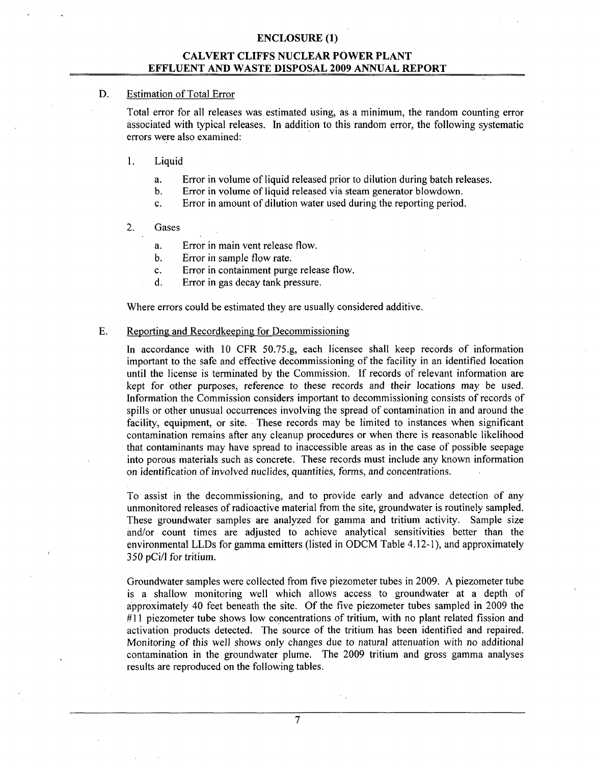D. Estimation of Total Error

Total error for all releases was estimated using, as a minimum, the random counting error associated with typical releases. In addition to this random error, the following systematic errors were also examined:

1. Liquid

   a. Error in volume of liquid released prior to dilution during batch releases.
   b. Error in volume of liquid released via steam generator blowdown.
   c. Error in amount of dilution water used during the reporting period.

2. Gases

   a. Error in main vent release flow.
   b. Error in sample flow rate.
   c. Error in containment purge release flow.
   d. Error in gas decay tank pressure.

Where errors could be estimated they are usually considered additive.

E. Reporting and Recordkeeping for Decommissioning

In accordance with 10 CFR 50.75.g, each licensee shall keep records of information important to the safe and effective decommissioning of the facility in an identified location until the license is terminated by the Commission. If records of relevant information are kept for other purposes, reference to these records and their locations may be used. Information the Commission considers important to decommissioning consists of records of spills or other unusual occurrences involving the spread of contamination in and around the facility, equipment, or site. These records may be limited to instances when significant contamination remains after any cleanup procedures or when there is reasonable likelihood that contaminants may have spread to inaccessible areas as in the case of possible seepage into porous materials such as concrete. These records must include any known information on identification of involved nuclides, quantities, forms, and concentrations.

To assist in the decommissioning, and to provide early and advance detection of any unmonitored releases of radioactive material from the site, groundwater is routinely sampled. These groundwater samples are analyzed for gamma and tritium activity. Sample size and/or count times are adjusted to achieve analytical sensitivities better than the environmental LLDs for gamma emitters (listed in ODCM Table 4.12-1), and approximately 350 pCi/l for tritium.

Groundwater samples were collected from five piezometer tubes in 2009. A piezometer tube is a shallow monitoring well which allows access to groundwater at a depth of approximately 40 feet beneath the site. Of the five piezometer tubes sampled in 2009 the #11 piezometer tube shows low concentrations of tritium, with no plant related fission and activation products detected. The source of the tritium has been identified and repaired. Monitoring of this well shows only changes due to natural attenuation with no additional contamination in the groundwater plume. The 2009 tritium and gross gamma analyses results are reproduced on the following tables.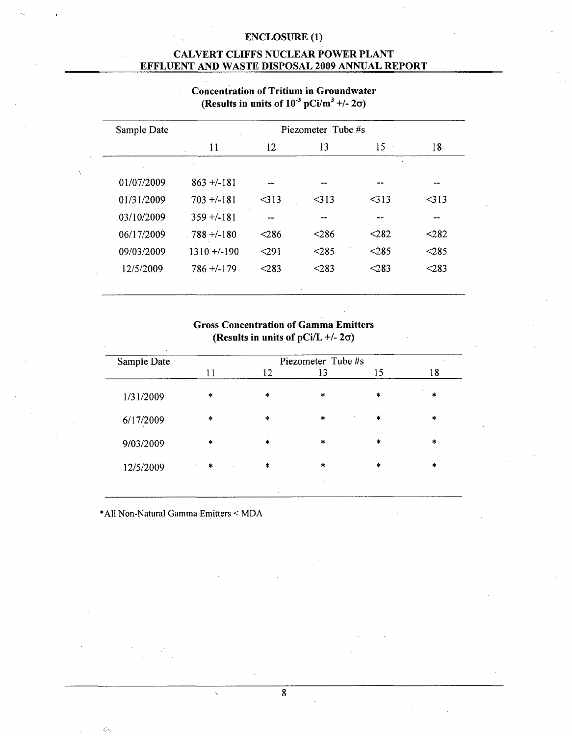ENCLOSURE (1)

CALVERT CLIFFS NUCLEAR POWER PLANT
EFFLUENT AND WASTE DISPOSAL 2009 ANNUAL REPORT

**Concentration of Tritium in Groundwater**
**(Results in units of $10^{-3}$ pCi/m$^3$ +/- 2σ)**

| Sample Date | Piezometer Tube #s | | | | |
|---|---|---|---|---|---|
| | 11 | 12 | 13 | 15 | 18 |
| 01/07/2009 | 863 +/-181 | -- | -- | -- | -- |
| 01/31/2009 | 703 +/-181 | <313 | <313 | <313 | <313 |
| 03/10/2009 | 359 +/-181 | -- | -- | -- | -- |
| 06/17/2009 | 788 +/-180 | <286 | <286 | <282 | <282 |
| 09/03/2009 | 1310 +/-190 | <291 | <285 | <285 | <285 |
| 12/5/2009 | 786 +/-179 | <283 | <283 | <283 | <283 |

**Gross Concentration of Gamma Emitters**
**(Results in units of pCi/L +/- 2σ)**

| Sample Date | Piezometer Tube #s | | | | |
|---|---|---|---|---|---|
| | 11 | 12 | 13 | 15 | 18 |
| 1/31/2009 | * | * | * | * | * |
| 6/17/2009 | * | * | * | * | * |
| 9/03/2009 | * | * | * | * | * |
| 12/5/2009 | * | * | * | * | * |

*All Non-Natural Gamma Emitters < MDA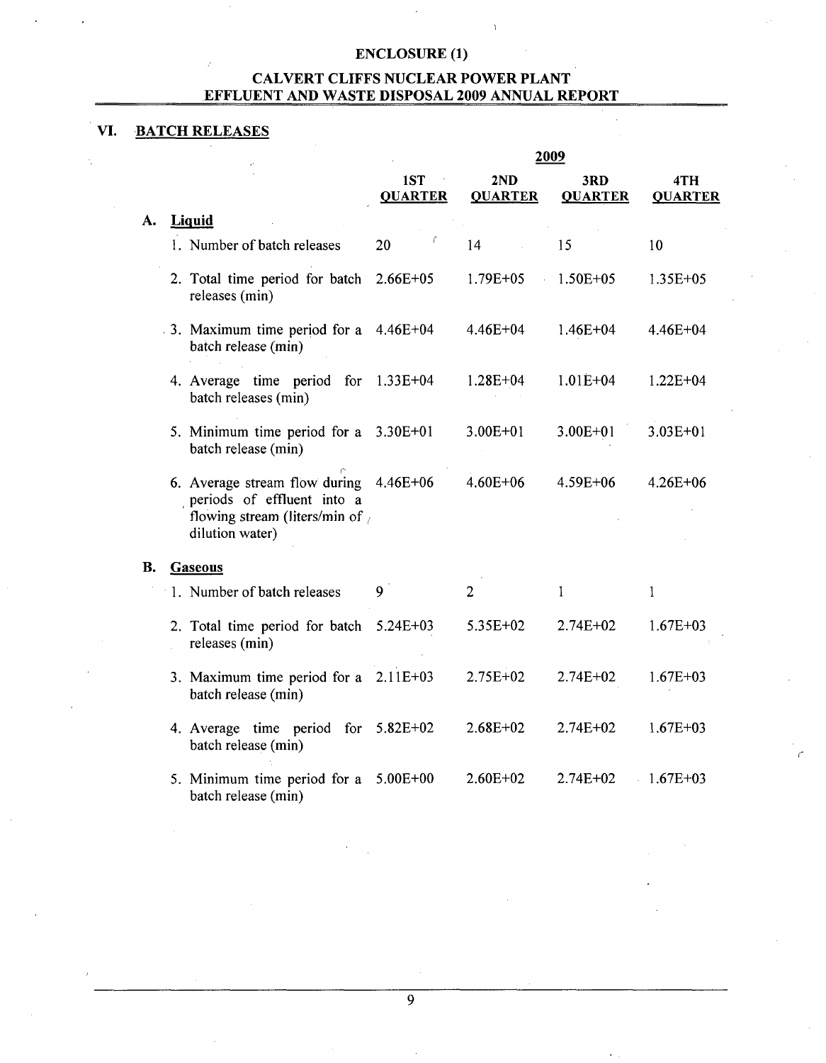# ENCLOSURE (1)

## CALVERT CLIFFS NUCLEAR POWER PLANT EFFLUENT AND WASTE DISPOSAL 2009 ANNUAL REPORT

### VI. BATCH RELEASES

| | 2009 | | | |
|---|---|---|---|---|
| | **1ST QUARTER** | **2ND QUARTER** | **3RD QUARTER** | **4TH QUARTER** |
| **A. Liquid** | | | | |
| 1. Number of batch releases | 20 | 14 | 15 | 10 |
| 2. Total time period for batch releases (min) | 2.66E+05 | 1.79E+05 | 1.50E+05 | 1.35E+05 |
| 3. Maximum time period for a batch release (min) | 4.46E+04 | 4.46E+04 | 1.46E+04 | 4.46E+04 |
| 4. Average time period for batch releases (min) | 1.33E+04 | 1.28E+04 | 1.01E+04 | 1.22E+04 |
| 5. Minimum time period for a batch release (min) | 3.30E+01 | 3.00E+01 | 3.00E+01 | 3.03E+01 |
| 6. Average stream flow during periods of effluent into a flowing stream (liters/min of dilution water) | 4.46E+06 | 4.60E+06 | 4.59E+06 | 4.26E+06 |
| **B. Gaseous** | | | | |
| 1. Number of batch releases | 9 | 2 | 1 | 1 |
| 2. Total time period for batch releases (min) | 5.24E+03 | 5.35E+02 | 2.74E+02 | 1.67E+03 |
| 3. Maximum time period for a batch release (min) | 2.11E+03 | 2.75E+02 | 2.74E+02 | 1.67E+03 |
| 4. Average time period for batch release (min) | 5.82E+02 | 2.68E+02 | 2.74E+02 | 1.67E+03 |
| 5. Minimum time period for a batch release (min) | 5.00E+00 | 2.60E+02 | 2.74E+02 | 1.67E+03 |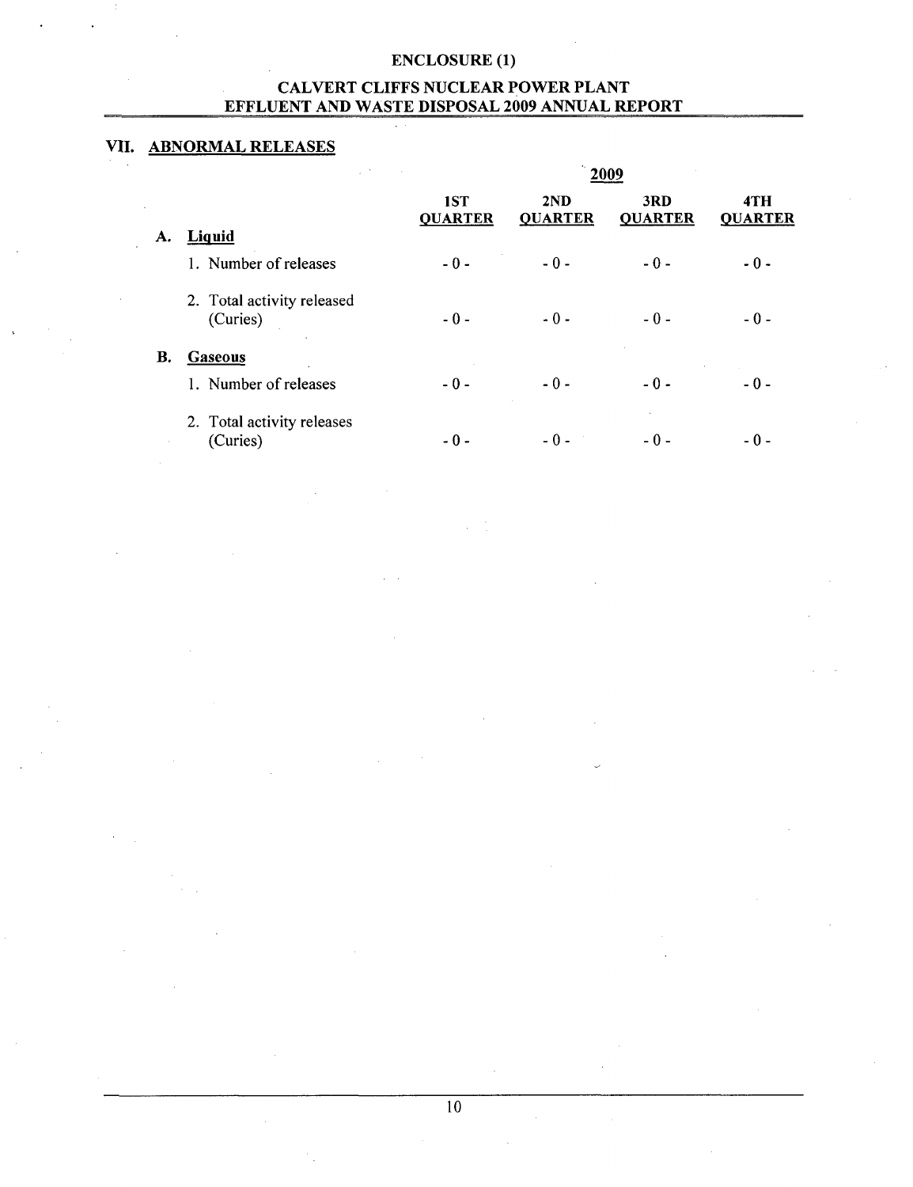ENCLOSURE (1)

CALVERT CLIFFS NUCLEAR POWER PLANT
EFFLUENT AND WASTE DISPOSAL 2009 ANNUAL REPORT

## VII. ABNORMAL RELEASES

| | 2009 | | | |
|---|---|---|---|---|
| | 1ST QUARTER | 2ND QUARTER | 3RD QUARTER | 4TH QUARTER |
| **A. Liquid** | | | | |
| 1. Number of releases | - 0 - | - 0 - | - 0 - | - 0 - |
| 2. Total activity released (Curies) | - 0 - | - 0 - | - 0 - | - 0 - |
| **B. Gaseous** | | | | |
| 1. Number of releases | - 0 - | - 0 - | - 0 - | - 0 - |
| 2. Total activity releases (Curies) | - 0 - | - 0 - | - 0 - | - 0 - |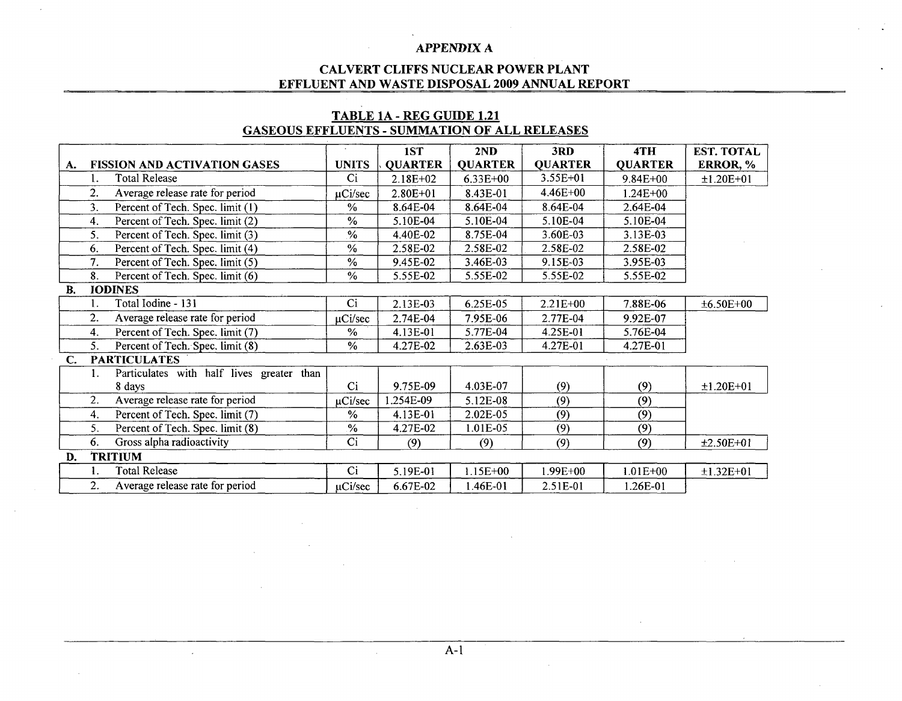## APPENDIX A

## CALVERT CLIFFS NUCLEAR POWER PLANT EFFLUENT AND WASTE DISPOSAL 2009 ANNUAL REPORT

### TABLE 1A - REG GUIDE 1.21 GASEOUS EFFLUENTS - SUMMATION OF ALL RELEASES

| A. FISSION AND ACTIVATION GASES | UNITS | 1ST QUARTER | 2ND QUARTER | 3RD QUARTER | 4TH QUARTER | EST. TOTAL ERROR, % |
|---|---|---|---|---|---|---|
| 1. Total Release | Ci | 2.18E+02 | 6.33E+00 | 3.55E+01 | 9.84E+00 | ±1.20E+01 |
| 2. Average release rate for period | μCi/sec | 2.80E+01 | 8.43E-01 | 4.46E+00 | 1.24E+00 | |
| 3. Percent of Tech. Spec. limit (1) | % | 8.64E-04 | 8.64E-04 | 8.64E-04 | 2.64E-04 | |
| 4. Percent of Tech. Spec. limit (2) | % | 5.10E-04 | 5.10E-04 | 5.10E-04 | 5.10E-04 | |
| 5. Percent of Tech. Spec. limit (3) | % | 4.40E-02 | 8.75E-04 | 3.60E-03 | 3.13E-03 | |
| 6. Percent of Tech. Spec. limit (4) | % | 2.58E-02 | 2.58E-02 | 2.58E-02 | 2.58E-02 | |
| 7. Percent of Tech. Spec. limit (5) | % | 9.45E-02 | 3.46E-03 | 9.15E-03 | 3.95E-03 | |
| 8. Percent of Tech. Spec. limit (6) | % | 5.55E-02 | 5.55E-02 | 5.55E-02 | 5.55E-02 | |
| **B. IODINES** | | | | | | |
| 1. Total Iodine - 131 | Ci | 2.13E-03 | 6.25E-05 | 2.21E+00 | 7.88E-06 | ±6.50E+00 |
| 2. Average release rate for period | μCi/sec | 2.74E-04 | 7.95E-06 | 2.77E-04 | 9.92E-07 | |
| 4. Percent of Tech. Spec. limit (7) | % | 4.13E-01 | 5.77E-04 | 4.25E-01 | 5.76E-04 | |
| 5. Percent of Tech. Spec. limit (8) | % | 4.27E-02 | 2.63E-03 | 4.27E-01 | 4.27E-01 | |
| **C. PARTICULATES** | | | | | | |
| 1. Particulates with half lives greater than 8 days | Ci | 9.75E-09 | 4.03E-07 | (9) | (9) | ±1.20E+01 |
| 2. Average release rate for period | μCi/sec | 1.254E-09 | 5.12E-08 | (9) | (9) | |
| 4. Percent of Tech. Spec. limit (7) | % | 4.13E-01 | 2.02E-05 | (9) | (9) | |
| 5. Percent of Tech. Spec. limit (8) | % | 4.27E-02 | 1.01E-05 | (9) | (9) | |
| 6. Gross alpha radioactivity | Ci | (9) | (9) | (9) | (9) | ±2.50E+01 |
| **D. TRITIUM** | | | | | | |
| 1. Total Release | Ci | 5.19E-01 | 1.15E+00 | 1.99E+00 | 1.01E+00 | ±1.32E+01 |
| 2. Average release rate for period | μCi/sec | 6.67E-02 | 1.46E-01 | 2.51E-01 | 1.26E-01 | |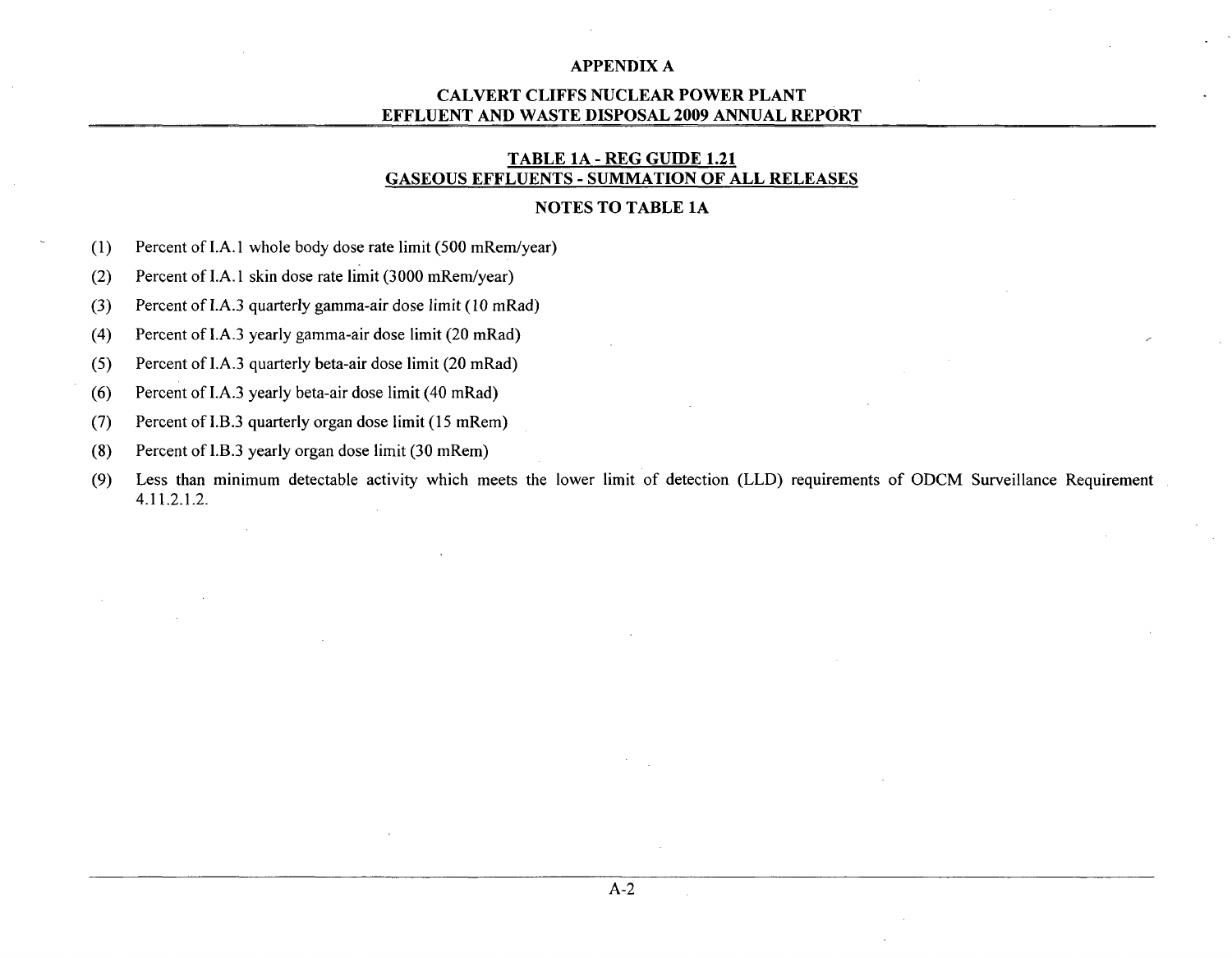## APPENDIX A

## CALVERT CLIFFS NUCLEAR POWER PLANT EFFLUENT AND WASTE DISPOSAL 2009 ANNUAL REPORT

### TABLE 1A - REG GUIDE 1.21 GASEOUS EFFLUENTS - SUMMATION OF ALL RELEASES

### NOTES TO TABLE 1A

(1) Percent of I.A.1 whole body dose rate limit (500 mRem/year)

(2) Percent of I.A.1 skin dose rate limit (3000 mRem/year)

(3) Percent of I.A.3 quarterly gamma-air dose limit (10 mRad)

(4) Percent of I.A.3 yearly gamma-air dose limit (20 mRad)

(5) Percent of I.A.3 quarterly beta-air dose limit (20 mRad)

(6) Percent of I.A.3 yearly beta-air dose limit (40 mRad)

(7) Percent of I.B.3 quarterly organ dose limit (15 mRem)

(8) Percent of I.B.3 yearly organ dose limit (30 mRem)

(9) Less than minimum detectable activity which meets the lower limit of detection (LLD) requirements of ODCM Surveillance Requirement 4.11.2.1.2.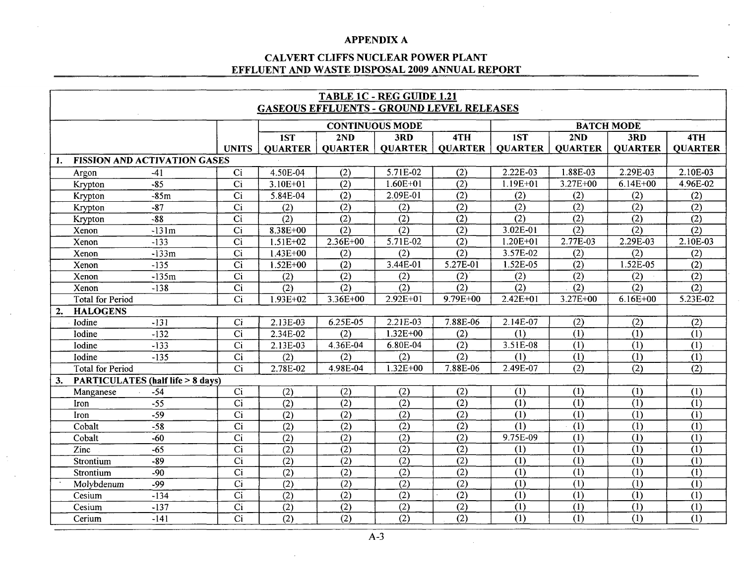# APPENDIX A

## CALVERT CLIFFS NUCLEAR POWER PLANT
## EFFLUENT AND WASTE DISPOSAL 2009 ANNUAL REPORT

### TABLE 1C - REG GUIDE 1.21
### GASEOUS EFFLUENTS - GROUND LEVEL RELEASES

| | | | CONTINUOUS MODE | | | | BATCH MODE | | | |
|---|---|---|---|---|---|---|---|---|---|---|
| | | UNITS | 1ST QUARTER | 2ND QUARTER | 3RD QUARTER | 4TH QUARTER | 1ST QUARTER | 2ND QUARTER | 3RD QUARTER | 4TH QUARTER |
| **1. FISSION AND ACTIVATION GASES** | | | | | | | | | | |
| Argon | -41 | Ci | 4.50E-04 | (2) | 5.71E-02 | (2) | 2.22E-03 | 1.88E-03 | 2.29E-03 | 2.10E-03 |
| Krypton | -85 | Ci | 3.10E+01 | (2) | 1.60E+01 | (2) | 1.19E+01 | 3.27E+00 | 6.14E+00 | 4.96E-02 |
| Krypton | -85m | Ci | 5.84E-04 | (2) | 2.09E-01 | (2) | (2) | (2) | (2) | (2) |
| Krypton | -87 | Ci | (2) | (2) | (2) | (2) | (2) | (2) | (2) | (2) |
| Krypton | -88 | Ci | (2) | (2) | (2) | (2) | (2) | (2) | (2) | (2) |
| Xenon | -131m | Ci | 8.38E+00 | (2) | (2) | (2) | 3.02E-01 | (2) | (2) | (2) |
| Xenon | -133 | Ci | 1.51E+02 | 2.36E+00 | 5.71E-02 | (2) | 1.20E+01 | 2.77E-03 | 2.29E-03 | 2.10E-03 |
| Xenon | -133m | Ci | 1.43E+00 | (2) | (2) | (2) | 3.57E-02 | (2) | (2) | (2) |
| Xenon | -135 | Ci | 1.52E+00 | (2) | 3.44E-01 | 5.27E-01 | 1.52E-05 | (2) | 1.52E-05 | (2) |
| Xenon | -135m | Ci | (2) | (2) | (2) | (2) | (2) | (2) | (2) | (2) |
| Xenon | -138 | Ci | (2) | (2) | (2) | (2) | (2) | (2) | (2) | (2) |
| Total for Period | | Ci | 1.93E+02 | 3.36E+00 | 2.92E+01 | 9.79E+00 | 2.42E+01 | 3.27E+00 | 6.16E+00 | 5.23E-02 |
| **2. HALOGENS** | | | | | | | | | | |
| Iodine | -131 | Ci | 2.13E-03 | 6.25E-05 | 2.21E-03 | 7.88E-06 | 2.14E-07 | (2) | (2) | (2) |
| Iodine | -132 | Ci | 2.34E-02 | (2) | 1.32E+00 | (2) | (1) | (1) | (1) | (1) |
| Iodine | -133 | Ci | 2.13E-03 | 4.36E-04 | 6.80E-04 | (2) | 3.51E-08 | (1) | (1) | (1) |
| Iodine | -135 | Ci | (2) | (2) | (2) | (2) | (1) | (1) | (1) | (1) |
| Total for Period | | Ci | 2.78E-02 | 4.98E-04 | 1.32E+00 | 7.88E-06 | 2.49E-07 | (2) | (2) | (2) |
| **3. PARTICULATES (half life > 8 days)** | | | | | | | | | | |
| Manganese | -54 | Ci | (2) | (2) | (2) | (2) | (1) | (1) | (1) | (1) |
| Iron | -55 | Ci | (2) | (2) | (2) | (2) | (1) | (1) | (1) | (1) |
| Iron | -59 | Ci | (2) | (2) | (2) | (2) | (1) | (1) | (1) | (1) |
| Cobalt | -58 | Ci | (2) | (2) | (2) | (2) | (1) | (1) | (1) | (1) |
| Cobalt | -60 | Ci | (2) | (2) | (2) | (2) | 9.75E-09 | (1) | (1) | (1) |
| Zinc | -65 | Ci | (2) | (2) | (2) | (2) | (1) | (1) | (1) | (1) |
| Strontium | -89 | Ci | (2) | (2) | (2) | (2) | (1) | (1) | (1) | (1) |
| Strontium | -90 | Ci | (2) | (2) | (2) | (2) | (1) | (1) | (1) | (1) |
| Molybdenum | -99 | Ci | (2) | (2) | (2) | (2) | (1) | (1) | (1) | (1) |
| Cesium | -134 | Ci | (2) | (2) | (2) | (2) | (1) | (1) | (1) | (1) |
| Cesium | -137 | Ci | (2) | (2) | (2) | (2) | (1) | (1) | (1) | (1) |
| Cerium | -141 | Ci | (2) | (2) | (2) | (2) | (1) | (1) | (1) | (1) |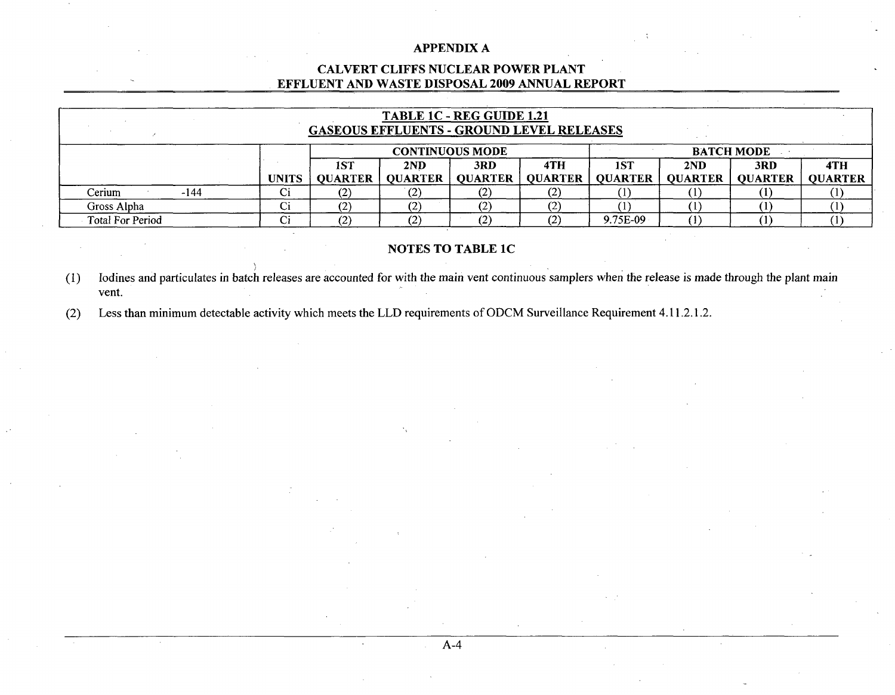# APPENDIX A

## CALVERT CLIFFS NUCLEAR POWER PLANT
## EFFLUENT AND WASTE DISPOSAL 2009 ANNUAL REPORT

| TABLE 1C - REG GUIDE 1.21 GASEOUS EFFLUENTS - GROUND LEVEL RELEASES | | | | | | | | | |
|---|---|---|---|---|---|---|---|---|---|
| | | CONTINUOUS MODE | | | | BATCH MODE | | | |
| | UNITS | 1ST QUARTER | 2ND QUARTER | 3RD QUARTER | 4TH QUARTER | 1ST QUARTER | 2ND QUARTER | 3RD QUARTER | 4TH QUARTER |
| Cerium -144 | Ci | (2) | (2) | (2) | (2) | (1) | (1) | (1) | (1) |
| Gross Alpha | Ci | (2) | (2) | (2) | (2) | (1) | (1) | (1) | (1) |
| Total For Period | Ci | (2) | (2) | (2) | (2) | 9.75E-09 | (1) | (1) | (1) |

### NOTES TO TABLE 1C

(1) Iodines and particulates in batch releases are accounted for with the main vent continuous samplers when the release is made through the plant main vent.

(2) Less than minimum detectable activity which meets the LLD requirements of ODCM Surveillance Requirement 4.11.2.1.2.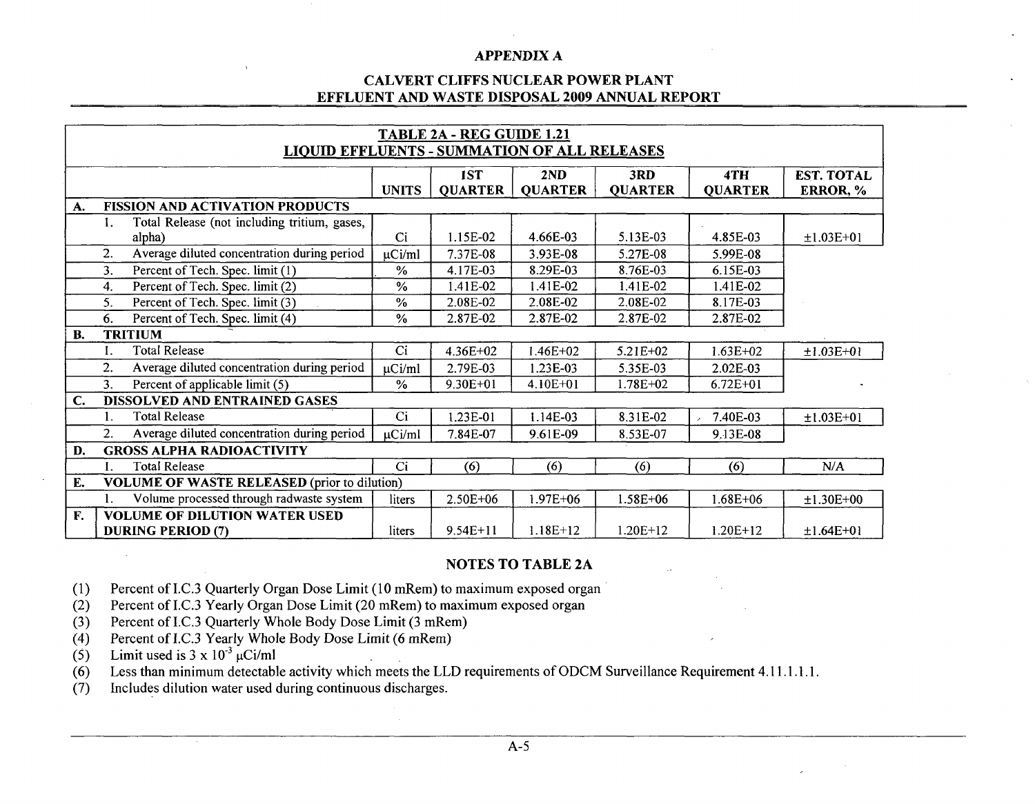# APPENDIX A

## CALVERT CLIFFS NUCLEAR POWER PLANT
## EFFLUENT AND WASTE DISPOSAL 2009 ANNUAL REPORT

**TABLE 2A - REG GUIDE 1.21**
**LIQUID EFFLUENTS - SUMMATION OF ALL RELEASES**

| | UNITS | 1ST QUARTER | 2ND QUARTER | 3RD QUARTER | 4TH QUARTER | EST. TOTAL ERROR, % |
|---|---|---|---|---|---|---|
| **A. FISSION AND ACTIVATION PRODUCTS** | | | | | | |
| 1. Total Release (not including tritium, gases, alpha) | Ci | 1.15E-02 | 4.66E-03 | 5.13E-03 | 4.85E-03 | ±1.03E+01 |
| 2. Average diluted concentration during period | μCi/ml | 7.37E-08 | 3.93E-08 | 5.27E-08 | 5.99E-08 | |
| 3. Percent of Tech. Spec. limit (1) | % | 4.17E-03 | 8.29E-03 | 8.76E-03 | 6.15E-03 | |
| 4. Percent of Tech. Spec. limit (2) | % | 1.41E-02 | 1.41E-02 | 1.41E-02 | 1.41E-02 | |
| 5. Percent of Tech. Spec. limit (3) | % | 2.08E-02 | 2.08E-02 | 2.08E-02 | 8.17E-03 | |
| 6. Percent of Tech. Spec. limit (4) | % | 2.87E-02 | 2.87E-02 | 2.87E-02 | 2.87E-02 | |
| **B. TRITIUM** | | | | | | |
| 1. Total Release | Ci | 4.36E+02 | 1.46E+02 | 5.21E+02 | 1.63E+02 | ±1.03E+01 |
| 2. Average diluted concentration during period | μCi/ml | 2.79E-03 | 1.23E-03 | 5.35E-03 | 2.02E-03 | |
| 3. Percent of applicable limit (5) | % | 9.30E+01 | 4.10E+01 | 1.78E+02 | 6.72E+01 | |
| **C. DISSOLVED AND ENTRAINED GASES** | | | | | | |
| 1. Total Release | Ci | 1.23E-01 | 1.14E-03 | 8.31E-02 | 7.40E-03 | ±1.03E+01 |
| 2. Average diluted concentration during period | μCi/ml | 7.84E-07 | 9.61E-09 | 8.53E-07 | 9.13E-08 | |
| **D. GROSS ALPHA RADIOACTIVITY** | | | | | | |
| 1. Total Release | Ci | (6) | (6) | (6) | (6) | N/A |
| **E. VOLUME OF WASTE RELEASED** (prior to dilution) | | | | | | |
| 1. Volume processed through radwaste system | liters | 2.50E+06 | 1.97E+06 | 1.58E+06 | 1.68E+06 | ±1.30E+00 |
| **F. VOLUME OF DILUTION WATER USED DURING PERIOD (7)** | liters | 9.54E+11 | 1.18E+12 | 1.20E+12 | 1.20E+12 | ±1.64E+01 |

### NOTES TO TABLE 2A

(1) Percent of I.C.3 Quarterly Organ Dose Limit (10 mRem) to maximum exposed organ
(2) Percent of I.C.3 Yearly Organ Dose Limit (20 mRem) to maximum exposed organ
(3) Percent of I.C.3 Quarterly Whole Body Dose Limit (3 mRem)
(4) Percent of I.C.3 Yearly Whole Body Dose Limit (6 mRem)
(5) Limit used is $3 \times 10^{-3}$ μCi/ml
(6) Less than minimum detectable activity which meets the LLD requirements of ODCM Surveillance Requirement 4.11.1.1.1.
(7) Includes dilution water used during continuous discharges.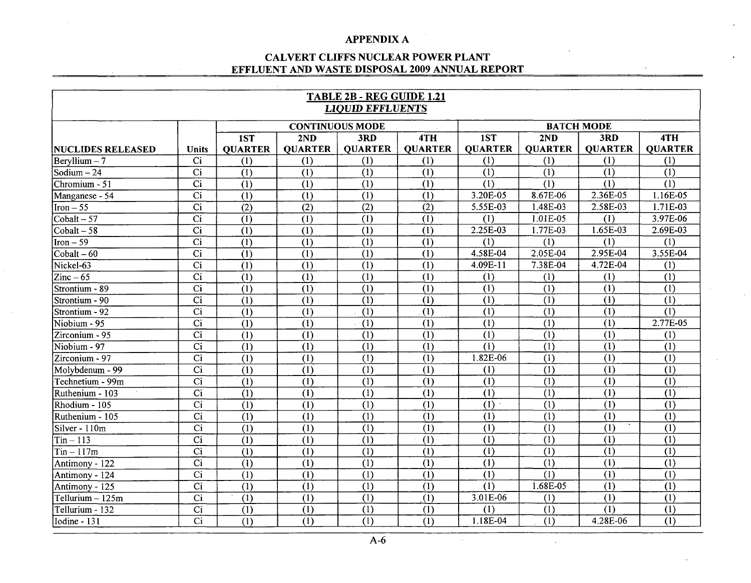# APPENDIX A

## CALVERT CLIFFS NUCLEAR POWER PLANT EFFLUENT AND WASTE DISPOSAL 2009 ANNUAL REPORT

| TABLE 2B - REG GUIDE 1.21 *LIQUID EFFLUENTS* | | | | | | | | | |
|---|---|---|---|---|---|---|---|---|---|
| | | CONTINUOUS MODE | | | | BATCH MODE | | | |
| NUCLIDES RELEASED | Units | 1ST QUARTER | 2ND QUARTER | 3RD QUARTER | 4TH QUARTER | 1ST QUARTER | 2ND QUARTER | 3RD QUARTER | 4TH QUARTER |
| Beryllium – 7 | Ci | (1) | (1) | (1) | (1) | (1) | (1) | (1) | (1) |
| Sodium – 24 | Ci | (1) | (1) | (1) | (1) | (1) | (1) | (1) | (1) |
| Chromium - 51 | Ci | (1) | (1) | (1) | (1) | (1) | (1) | (1) | (1) |
| Manganese - 54 | Ci | (1) | (1) | (1) | (1) | 3.20E-05 | 8.67E-06 | 2.36E-05 | 1.16E-05 |
| Iron – 55 | Ci | (2) | (2) | (2) | (2) | 5.55E-03 | 1.48E-03 | 2.58E-03 | 1.71E-03 |
| Cobalt – 57 | Ci | (1) | (1) | (1) | (1) | (1) | 1.01E-05 | (1) | 3.97E-06 |
| Cobalt – 58 | Ci | (1) | (1) | (1) | (1) | 2.25E-03 | 1.77E-03 | 1.65E-03 | 2.69E-03 |
| Iron – 59 | Ci | (1) | (1) | (1) | (1) | (1) | (1) | (1) | (1) |
| Cobalt – 60 | Ci | (1) | (1) | (1) | (1) | 4.58E-04 | 2.05E-04 | 2.95E-04 | 3.55E-04 |
| Nickel-63 | Ci | (1) | (1) | (1) | (1) | 4.09E-11 | 7.38E-04 | 4.72E-04 | (1) |
| Zinc – 65 | Ci | (1) | (1) | (1) | (1) | (1) | (1) | (1) | (1) |
| Strontium - 89 | Ci | (1) | (1) | (1) | (1) | (1) | (1) | (1) | (1) |
| Strontium - 90 | Ci | (1) | (1) | (1) | (1) | (1) | (1) | (1) | (1) |
| Strontium - 92 | Ci | (1) | (1) | (1) | (1) | (1) | (1) | (1) | (1) |
| Niobium - 95 | Ci | (1) | (1) | (1) | (1) | (1) | (1) | (1) | 2.77E-05 |
| Zirconium - 95 | Ci | (1) | (1) | (1) | (1) | (1) | (1) | (1) | (1) |
| Niobium - 97 | Ci | (1) | (1) | (1) | (1) | (1) | (1) | (1) | (1) |
| Zirconium - 97 | Ci | (1) | (1) | (1) | (1) | 1.82E-06 | (1) | (1) | (1) |
| Molybdenum - 99 | Ci | (1) | (1) | (1) | (1) | (1) | (1) | (1) | (1) |
| Technetium - 99m | Ci | (1) | (1) | (1) | (1) | (1) | (1) | (1) | (1) |
| Ruthenium - 103 | Ci | (1) | (1) | (1) | (1) | (1) | (1) | (1) | (1) |
| Rhodium - 105 | Ci | (1) | (1) | (1) | (1) | (1) | (1) | (1) | (1) |
| Ruthenium - 105 | Ci | (1) | (1) | (1) | (1) | (1) | (1) | (1) | (1) |
| Silver - 110m | Ci | (1) | (1) | (1) | (1) | (1) | (1) | (1) | (1) |
| Tin – 113 | Ci | (1) | (1) | (1) | (1) | (1) | (1) | (1) | (1) |
| Tin – 117m | Ci | (1) | (1) | (1) | (1) | (1) | (1) | (1) | (1) |
| Antimony - 122 | Ci | (1) | (1) | (1) | (1) | (1) | (1) | (1) | (1) |
| Antimony - 124 | Ci | (1) | (1) | (1) | (1) | (1) | (1) | (1) | (1) |
| Antimony - 125 | Ci | (1) | (1) | (1) | (1) | (1) | 1.68E-05 | (1) | (1) |
| Tellurium – 125m | Ci | (1) | (1) | (1) | (1) | 3.01E-06 | (1) | (1) | (1) |
| Tellurium - 132 | Ci | (1) | (1) | (1) | (1) | (1) | (1) | (1) | (1) |
| Iodine - 131 | Ci | (1) | (1) | (1) | (1) | 1.18E-04 | (1) | 4.28E-06 | (1) |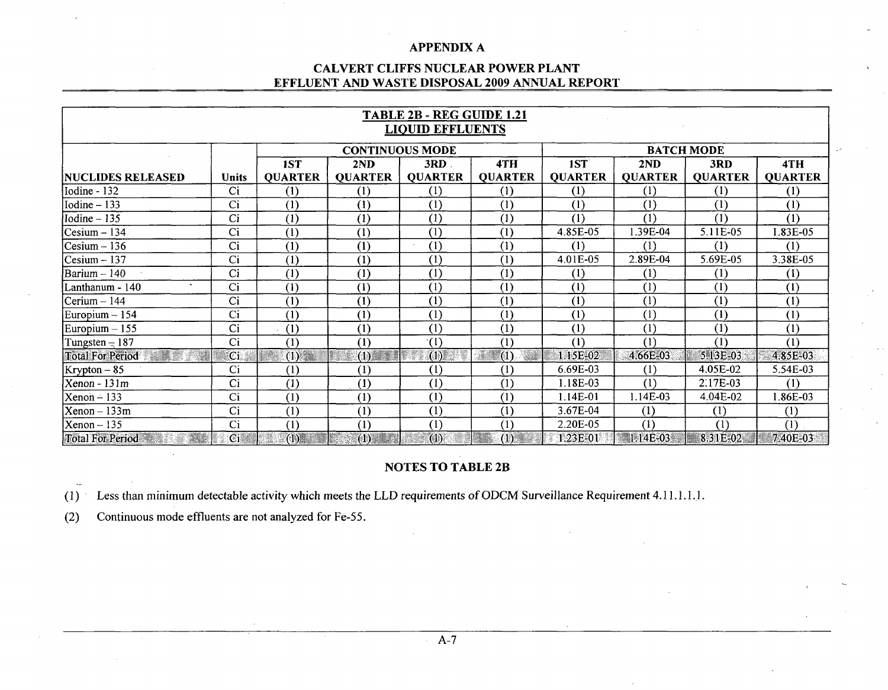# APPENDIX A

## CALVERT CLIFFS NUCLEAR POWER PLANT
## EFFLUENT AND WASTE DISPOSAL 2009 ANNUAL REPORT

| TABLE 2B - REG GUIDE 1.21 LIQUID EFFLUENTS | | | | | | | | | |
|---|---|---|---|---|---|---|---|---|---|
| | | CONTINUOUS MODE | | | | BATCH MODE | | | |
| NUCLIDES RELEASED | Units | 1ST QUARTER | 2ND QUARTER | 3RD QUARTER | 4TH QUARTER | 1ST QUARTER | 2ND QUARTER | 3RD QUARTER | 4TH QUARTER |
| Iodine - 132 | Ci | (1) | (1) | (1) | (1) | (1) | (1) | (1) | (1) |
| Iodine – 133 | Ci | (1) | (1) | (1) | (1) | (1) | (1) | (1) | (1) |
| Iodine – 135 | Ci | (1) | (1) | (1) | (1) | (1) | (1) | (1) | (1) |
| Cesium – 134 | Ci | (1) | (1) | (1) | (1) | 4.85E-05 | 1.39E-04 | 5.11E-05 | 1.83E-05 |
| Cesium – 136 | Ci | (1) | (1) | (1) | (1) | (1) | (1) | (1) | (1) |
| Cesium – 137 | Ci | (1) | (1) | (1) | (1) | 4.01E-05 | 2.89E-04 | 5.69E-05 | 3.38E-05 |
| Barium – 140 | Ci | (1) | (1) | (1) | (1) | (1) | (1) | (1) | (1) |
| Lanthanum - 140 | Ci | (1) | (1) | (1) | (1) | (1) | (1) | (1) | (1) |
| Cerium – 144 | Ci | (1) | (1) | (1) | (1) | (1) | (1) | (1) | (1) |
| Europium – 154 | Ci | (1) | (1) | (1) | (1) | (1) | (1) | (1) | (1) |
| Europium – 155 | Ci | (1) | (1) | (1) | (1) | (1) | (1) | (1) | (1) |
| Tungsten – 187 | Ci | (1) | (1) | (1) | (1) | (1) | (1) | (1) | (1) |
| Total For Period | Ci | (1) | (1) | (1) | (1) | 1.15E-02 | 4.66E-03 | 5.13E-03 | 4.85E-03 |
| Krypton – 85 | Ci | (1) | (1) | (1) | (1) | 6.69E-03 | (1) | 4.05E-02 | 5.54E-03 |
| Xenon - 131m | Ci | (1) | (1) | (1) | (1) | 1.18E-03 | (1) | 2.17E-03 | (1) |
| Xenon – 133 | Ci | (1) | (1) | (1) | (1) | 1.14E-01 | 1.14E-03 | 4.04E-02 | 1.86E-03 |
| Xenon – 133m | Ci | (1) | (1) | (1) | (1) | 3.67E-04 | (1) | (1) | (1) |
| Xenon – 135 | Ci | (1) | (1) | (1) | (1) | 2.20E-05 | (1) | (1) | (1) |
| Total For Period | Ci | (1) | (1) | (1) | (1) | 1.23E-01 | 1.14E-03 | 8.31E-02 | 7.40E-03 |

### NOTES TO TABLE 2B

(1) Less than minimum detectable activity which meets the LLD requirements of ODCM Surveillance Requirement 4.11.1.1.1.

(2) Continuous mode effluents are not analyzed for Fe-55.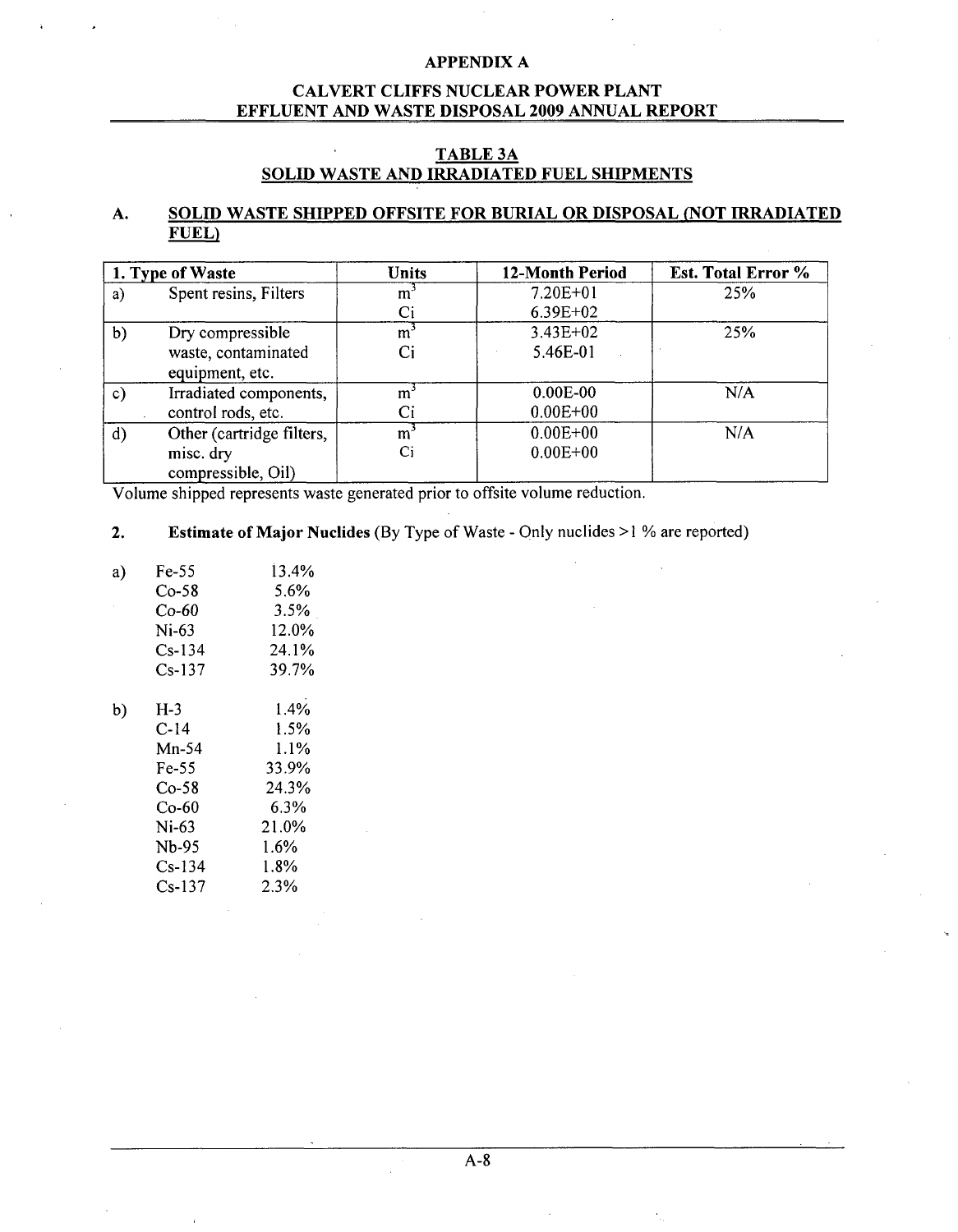## APPENDIX A

## CALVERT CLIFFS NUCLEAR POWER PLANT EFFLUENT AND WASTE DISPOSAL 2009 ANNUAL REPORT

### TABLE 3A
### SOLID WASTE AND IRRADIATED FUEL SHIPMENTS

### A. SOLID WASTE SHIPPED OFFSITE FOR BURIAL OR DISPOSAL (NOT IRRADIATED FUEL)

| 1. Type of Waste | | Units | 12-Month Period | Est. Total Error % |
|---|---|---|---|---|
| a) | Spent resins, Filters | $m^3$ | 7.20E+01 | 25% |
| | | Ci | 6.39E+02 | |
| b) | Dry compressible waste, contaminated equipment, etc. | $m^3$ | 3.43E+02 | 25% |
| | | Ci | 5.46E-01 | |
| c) | Irradiated components, control rods, etc. | $m^3$ | 0.00E-00 | N/A |
| | | Ci | 0.00E+00 | |
| d) | Other (cartridge filters, misc. dry compressible, Oil) | $m^3$ | 0.00E+00 | N/A |
| | | Ci | 0.00E+00 | |

Volume shipped represents waste generated prior to offsite volume reduction.

**2. Estimate of Major Nuclides** (By Type of Waste - Only nuclides >1 % are reported)

| | Nuclide | % |
|---|---|---|
| a) | Fe-55 | 13.4% |
| | Co-58 | 5.6% |
| | Co-60 | 3.5% |
| | Ni-63 | 12.0% |
| | Cs-134 | 24.1% |
| | Cs-137 | 39.7% |
| b) | H-3 | 1.4% |
| | C-14 | 1.5% |
| | Mn-54 | 1.1% |
| | Fe-55 | 33.9% |
| | Co-58 | 24.3% |
| | Co-60 | 6.3% |
| | Ni-63 | 21.0% |
| | Nb-95 | 1.6% |
| | Cs-134 | 1.8% |
| | Cs-137 | 2.3% |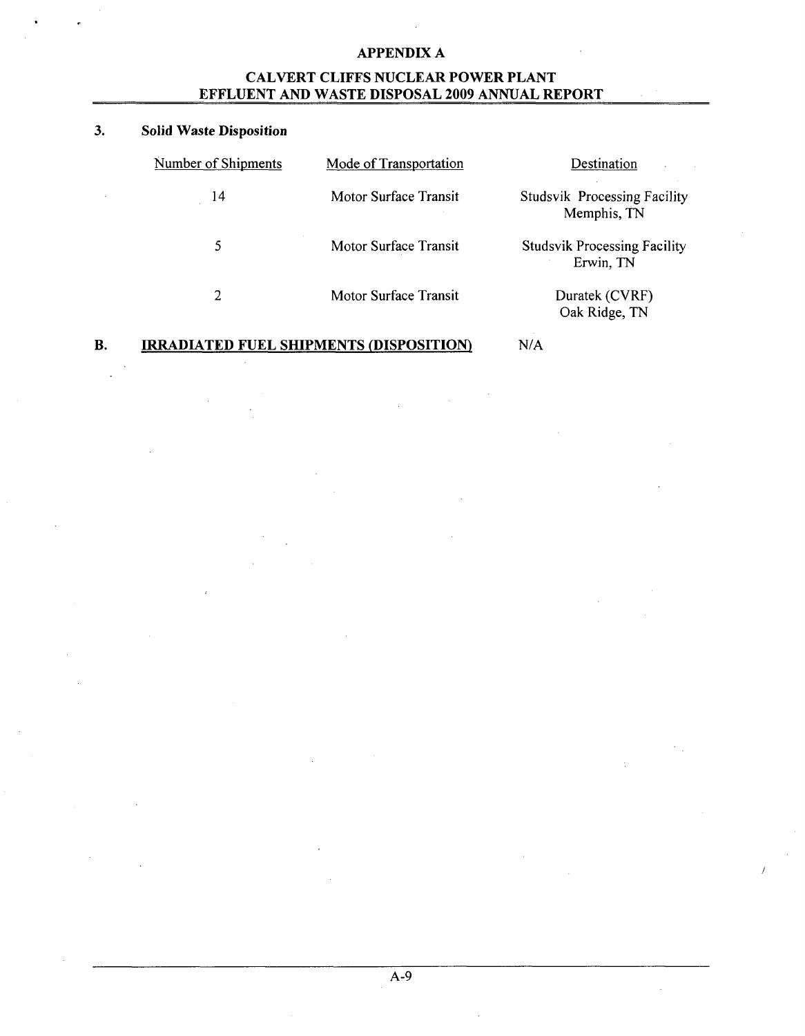### 3. Solid Waste Disposition

| Number of Shipments | Mode of Transportation | Destination |
|---|---|---|
| 14 | Motor Surface Transit | Studsvik Processing Facility Memphis, TN |
| 5 | Motor Surface Transit | Studsvik Processing Facility Erwin, TN |
| 2 | Motor Surface Transit | Duratek (CVRF) Oak Ridge, TN |

## B. IRRADIATED FUEL SHIPMENTS (DISPOSITION) N/A